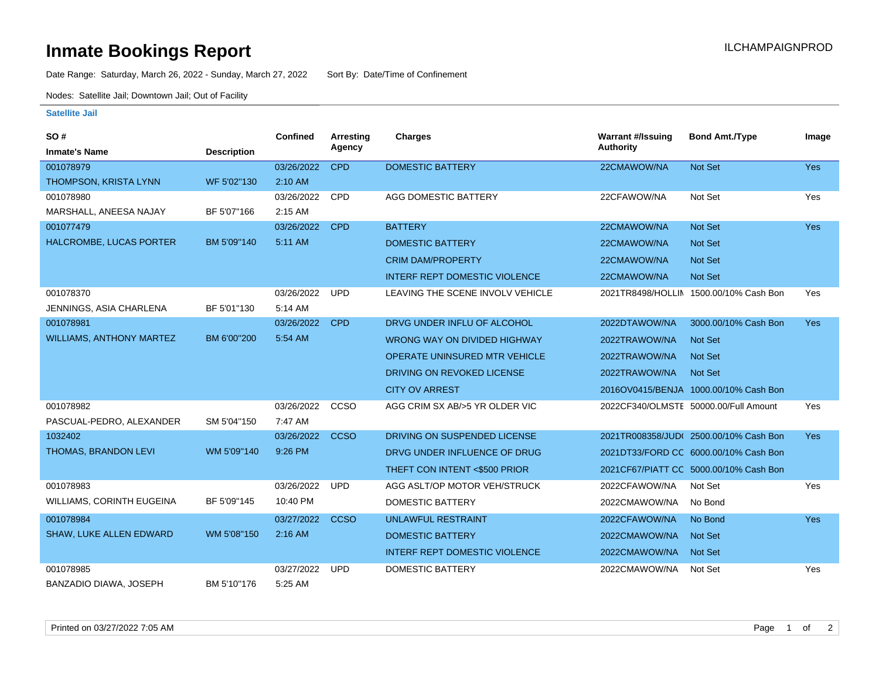# Inmate Bookings Report

ILCHAMPAIGNPROD

Date Range: Saturday, March 26, 2022 - Sunday, March 27, 2022 Sort By: Date/Time of Confinement

Nodes: Satellite Jail; Downtown Jail; Out of Facility

### Satellite Jail

| SO # / Inmate's Name | Description | Confined | Arresting Agency | Charges | Warrant #/Issuing Authority | Bond Amt./Type | Image |
|---|---|---|---|---|---|---|---|
| 001078979 THOMPSON, KRISTA LYNN | WF 5'02"130 | 03/26/2022 2:10 AM | CPD | DOMESTIC BATTERY | 22CMAWOW/NA | Not Set | Yes |
| 001078980 MARSHALL, ANEESA NAJAY | BF 5'07"166 | 03/26/2022 2:15 AM | CPD | AGG DOMESTIC BATTERY | 22CFAWOW/NA | Not Set | Yes |
| 001077479 HALCROMBE, LUCAS PORTER | BM 5'09"140 | 03/26/2022 5:11 AM | CPD | BATTERY | 22CMAWOW/NA | Not Set | Yes |
| | | | | DOMESTIC BATTERY | 22CMAWOW/NA | Not Set | |
| | | | | CRIM DAM/PROPERTY | 22CMAWOW/NA | Not Set | |
| | | | | INTERF REPT DOMESTIC VIOLENCE | 22CMAWOW/NA | Not Set | |
| 001078370 JENNINGS, ASIA CHARLENA | BF 5'01"130 | 03/26/2022 5:14 AM | UPD | LEAVING THE SCENE INVOLV VEHICLE | 2021TR8498/HOLLIN | 1500.00/10% Cash Bon | Yes |
| 001078981 WILLIAMS, ANTHONY MARTEZ | BM 6'00"200 | 03/26/2022 5:54 AM | CPD | DRVG UNDER INFLU OF ALCOHOL | 2022DTAWOW/NA | 3000.00/10% Cash Bon | Yes |
| | | | | WRONG WAY ON DIVIDED HIGHWAY | 2022TRAWOW/NA | Not Set | |
| | | | | OPERATE UNINSURED MTR VEHICLE | 2022TRAWOW/NA | Not Set | |
| | | | | DRIVING ON REVOKED LICENSE | 2022TRAWOW/NA | Not Set | |
| | | | | CITY OV ARREST | 2016OV0415/BENJA | 1000.00/10% Cash Bon | |
| 001078982 PASCUAL-PEDRO, ALEXANDER | SM 5'04"150 | 03/26/2022 7:47 AM | CCSO | AGG CRIM SX AB/>5 YR OLDER VIC | 2022CF340/OLMSTE | 50000.00/Full Amount | Yes |
| 1032402 THOMAS, BRANDON LEVI | WM 5'09"140 | 03/26/2022 9:26 PM | CCSO | DRIVING ON SUSPENDED LICENSE | 2021TR008358/JUD( | 2500.00/10% Cash Bon | Yes |
| | | | | DRVG UNDER INFLUENCE OF DRUG | 2021DT33/FORD CC | 6000.00/10% Cash Bon | |
| | | | | THEFT CON INTENT <$500 PRIOR | 2021CF67/PIATT CC | 5000.00/10% Cash Bon | |
| 001078983 WILLIAMS, CORINTH EUGEINA | BF 5'09"145 | 03/26/2022 10:40 PM | UPD | AGG ASLT/OP MOTOR VEH/STRUCK | 2022CFAWOW/NA | Not Set | Yes |
| | | | | DOMESTIC BATTERY | 2022CMAWOW/NA | No Bond | |
| 001078984 SHAW, LUKE ALLEN EDWARD | WM 5'08"150 | 03/27/2022 2:16 AM | CCSO | UNLAWFUL RESTRAINT | 2022CFAWOW/NA | No Bond | Yes |
| | | | | DOMESTIC BATTERY | 2022CMAWOW/NA | Not Set | |
| | | | | INTERF REPT DOMESTIC VIOLENCE | 2022CMAWOW/NA | Not Set | |
| 001078985 BANZADIO DIAWA, JOSEPH | BM 5'10"176 | 03/27/2022 5:25 AM | UPD | DOMESTIC BATTERY | 2022CMAWOW/NA | Not Set | Yes |

Printed on 03/27/2022 7:05 AM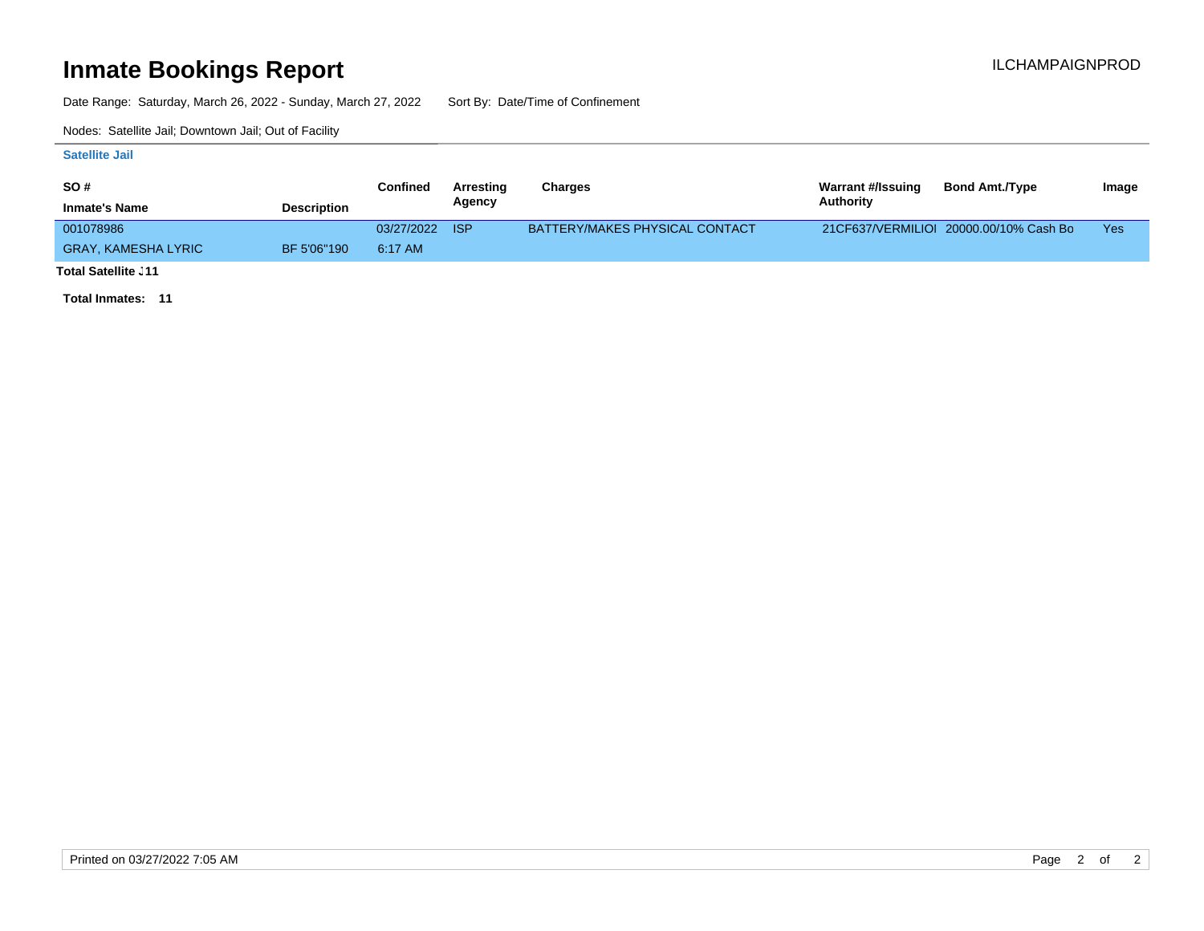# Inmate Bookings Report

ILCHAMPAIGNPROD

Date Range: Saturday, March 26, 2022 - Sunday, March 27, 2022     Sort By: Date/Time of Confinement

Nodes: Satellite Jail; Downtown Jail; Out of Facility

### Satellite Jail

| SO # / Inmate's Name | Description | Confined | Arresting Agency | Charges | Warrant #/Issuing Authority | Bond Amt./Type | Image |
|---|---|---|---|---|---|---|---|
| 001078986 GRAY, KAMESHA LYRIC | BF 5'06"190 | 03/27/2022 6:17 AM | ISP | BATTERY/MAKES PHYSICAL CONTACT | 21CF637/VERMILIOI | 20000.00/10% Cash Bo | Yes |

**Total Satellite J11**

**Total Inmates: 11**

Printed on 03/27/2022 7:05 AM